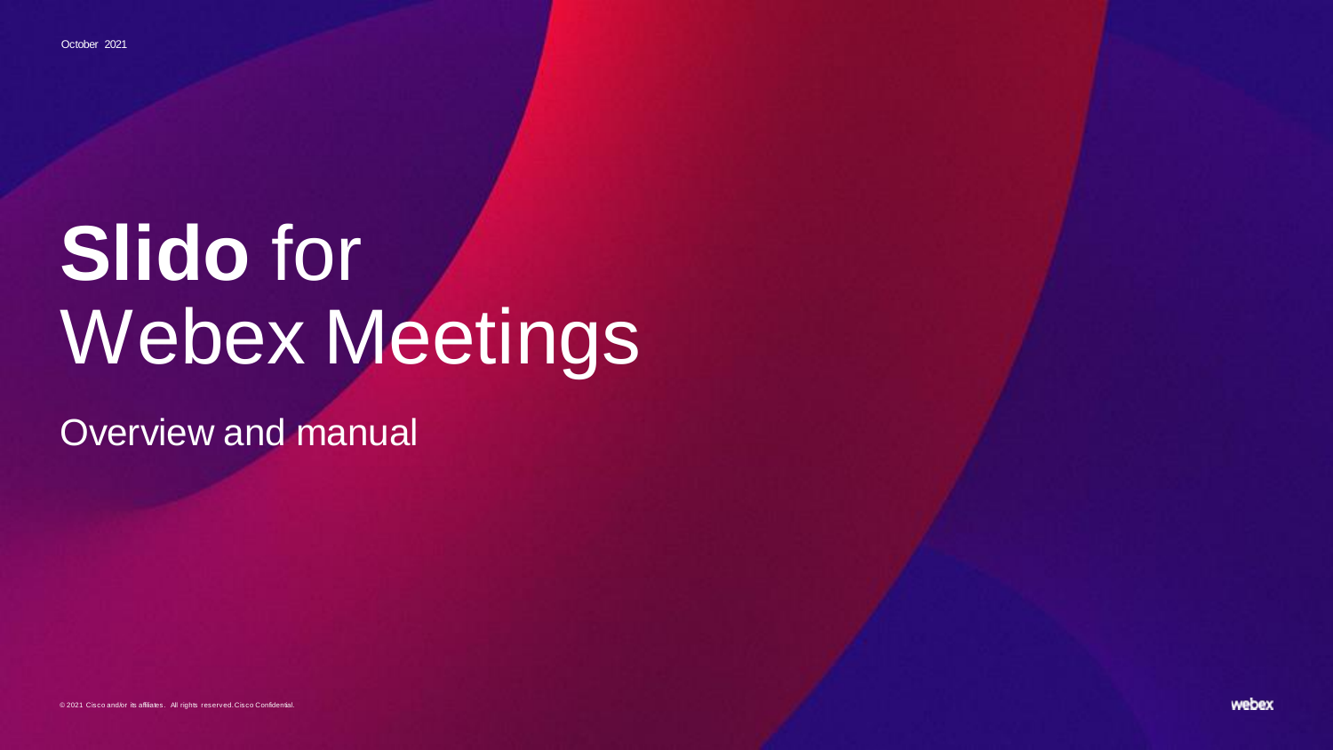October 2021

# **Slido** for Webex Meetings

## Overview and manual

© 2021 Cisco and/or its affiliates. All rights reserved. Cisco Confidential.

webex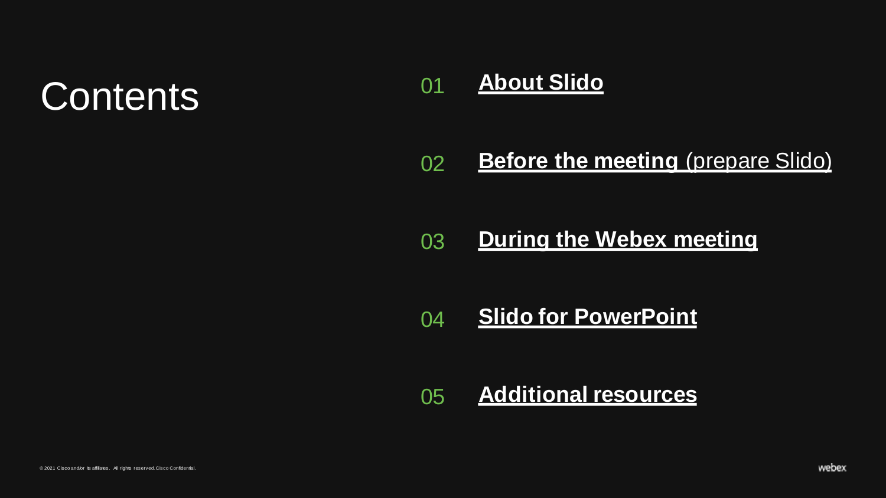# Contents

01 **About Slido**

02 **Before the meeting** (prepare Slido)

03 **During the Webex meeting**

04 **Slido for PowerPoint**

05 **Additional resources**

© 2021 Cisco and/or its affiliates. All rights reserved. Cisco Confidential.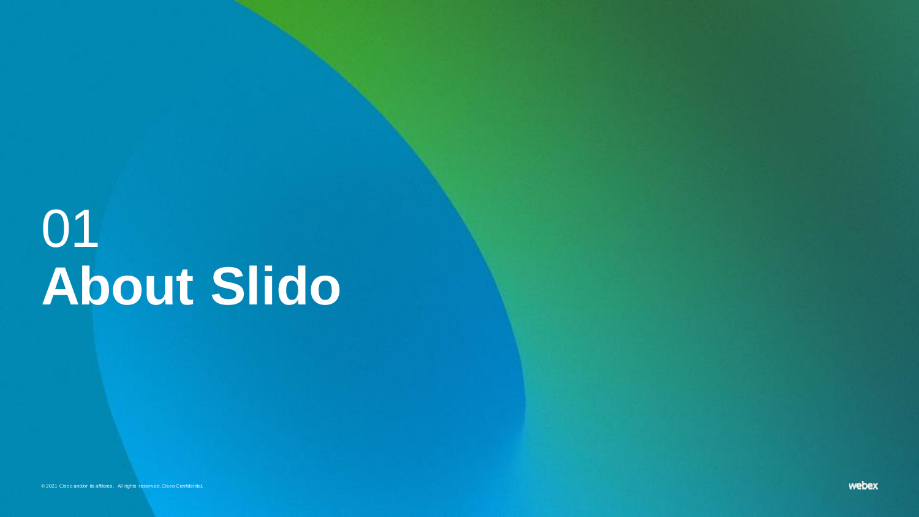# 01
# About Slido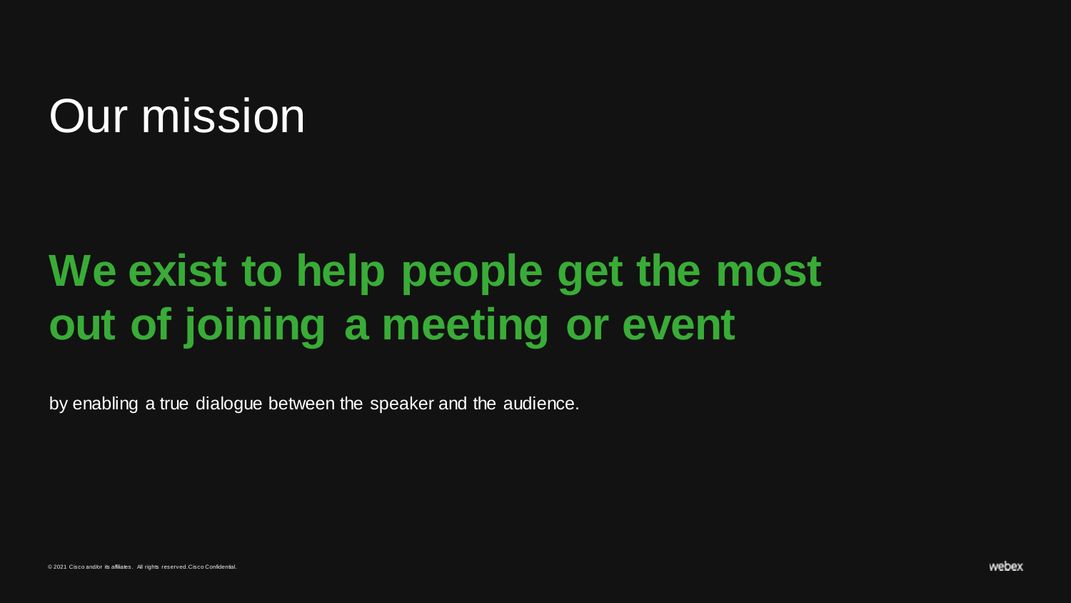# Our mission

## **We exist to help people get the most out of joining a meeting or event**

by enabling a true dialogue between the speaker and the audience.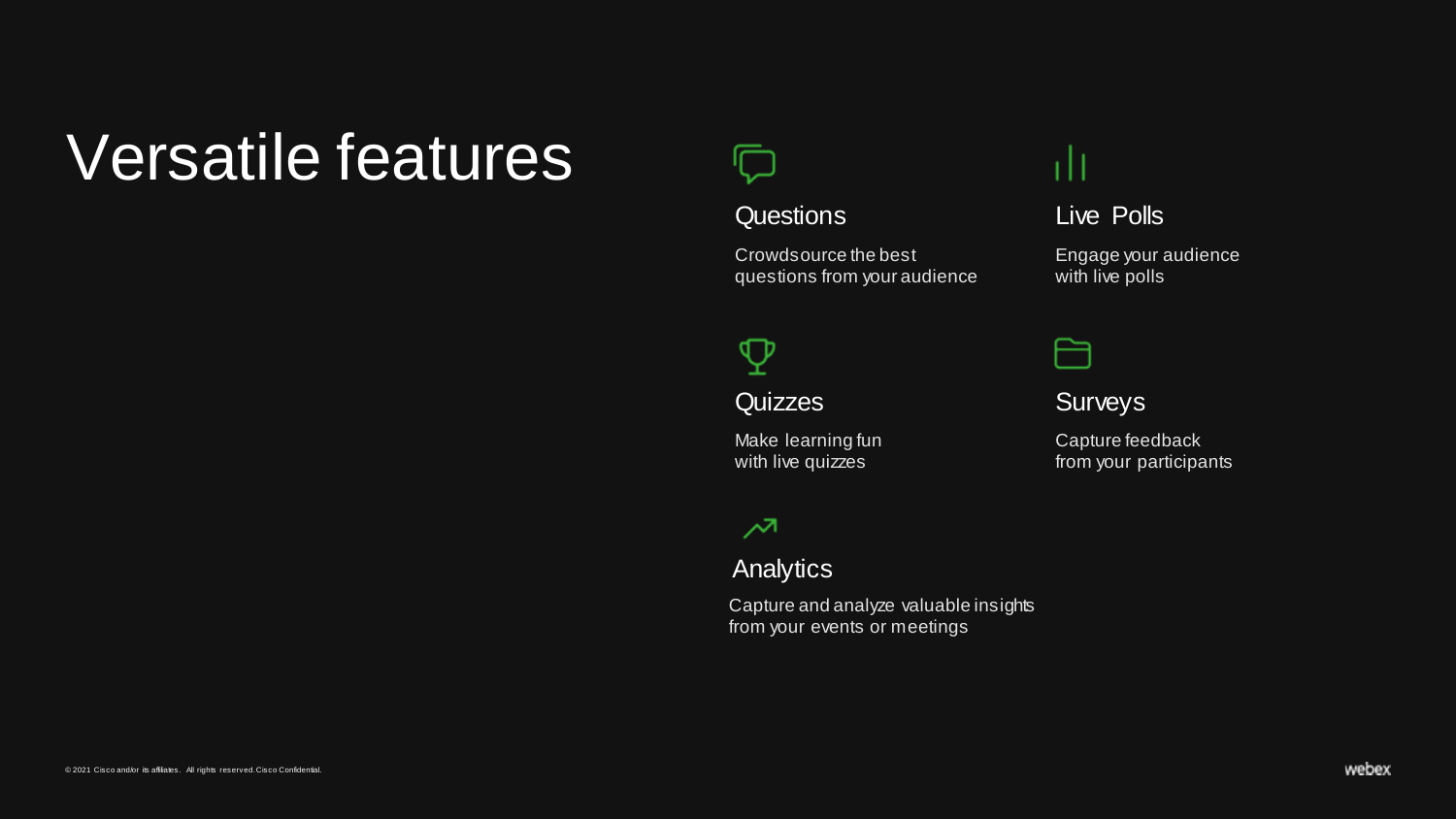# Versatile features

### Questions

Crowdsource the best questions from your audience

### Live Polls

Engage your audience with live polls

### Quizzes

Make learning fun with live quizzes

### Surveys

Capture feedback from your participants

### Analytics

Capture and analyze valuable insights from your events or meetings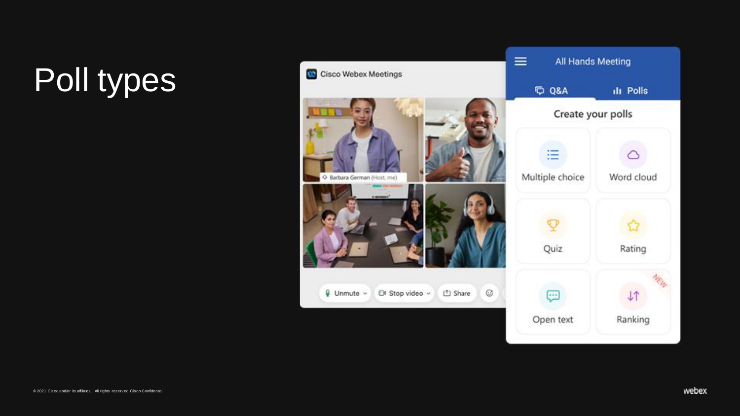# Poll types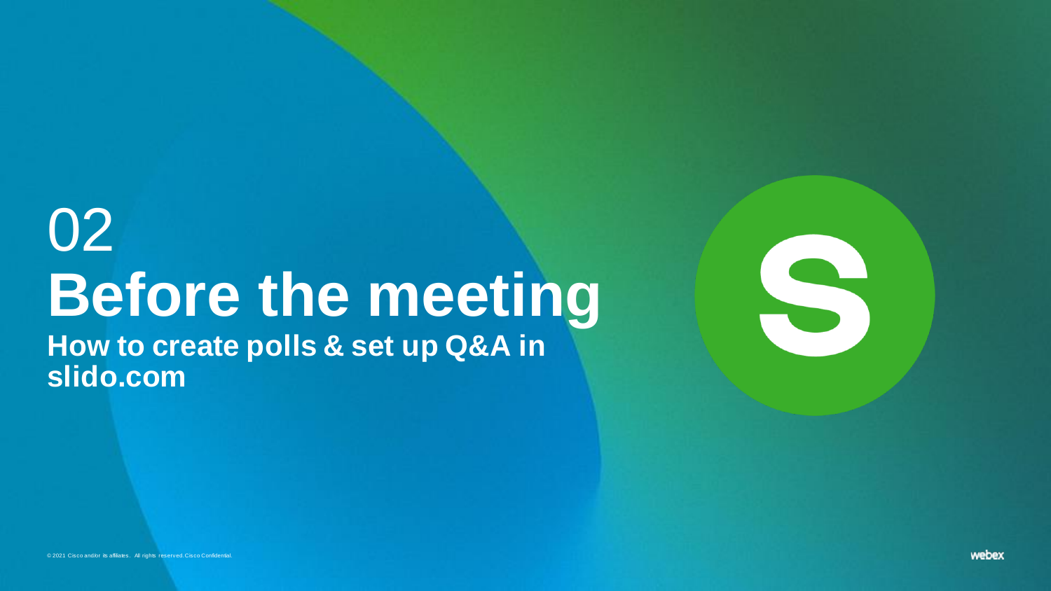02

# Before the meeting

**How to create polls & set up Q&A in slido.com**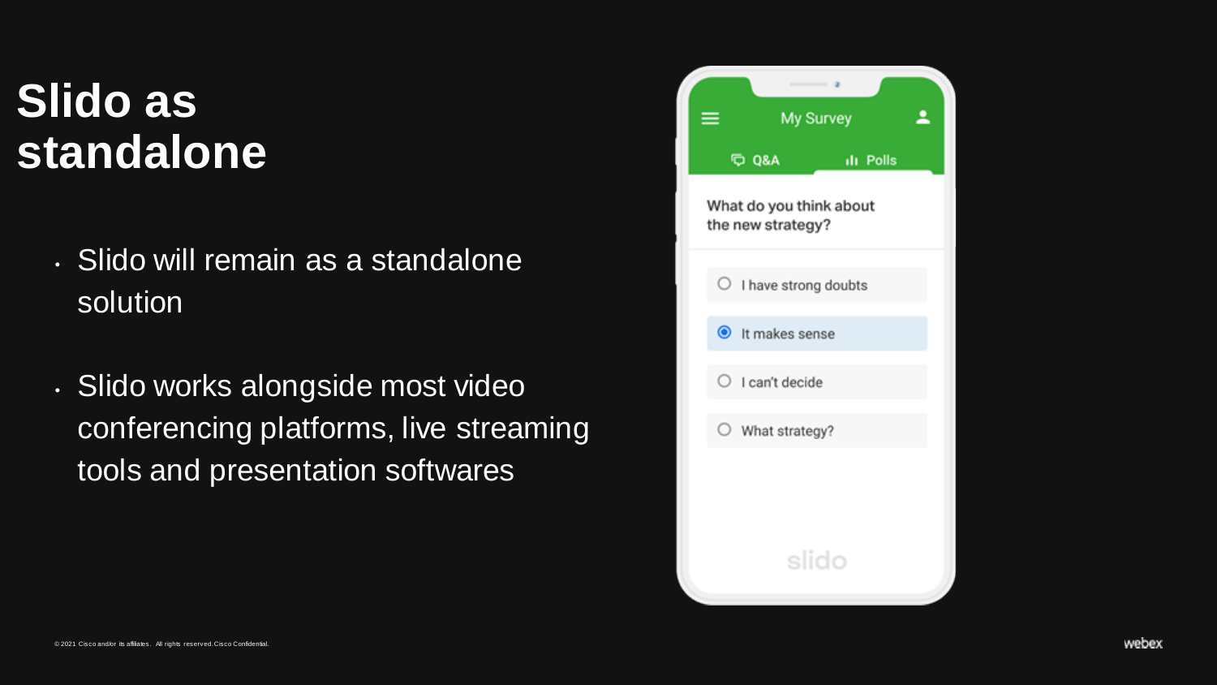# Slido as standalone

- Slido will remain as a standalone solution
- Slido works alongside most video conferencing platforms, live streaming tools and presentation softwares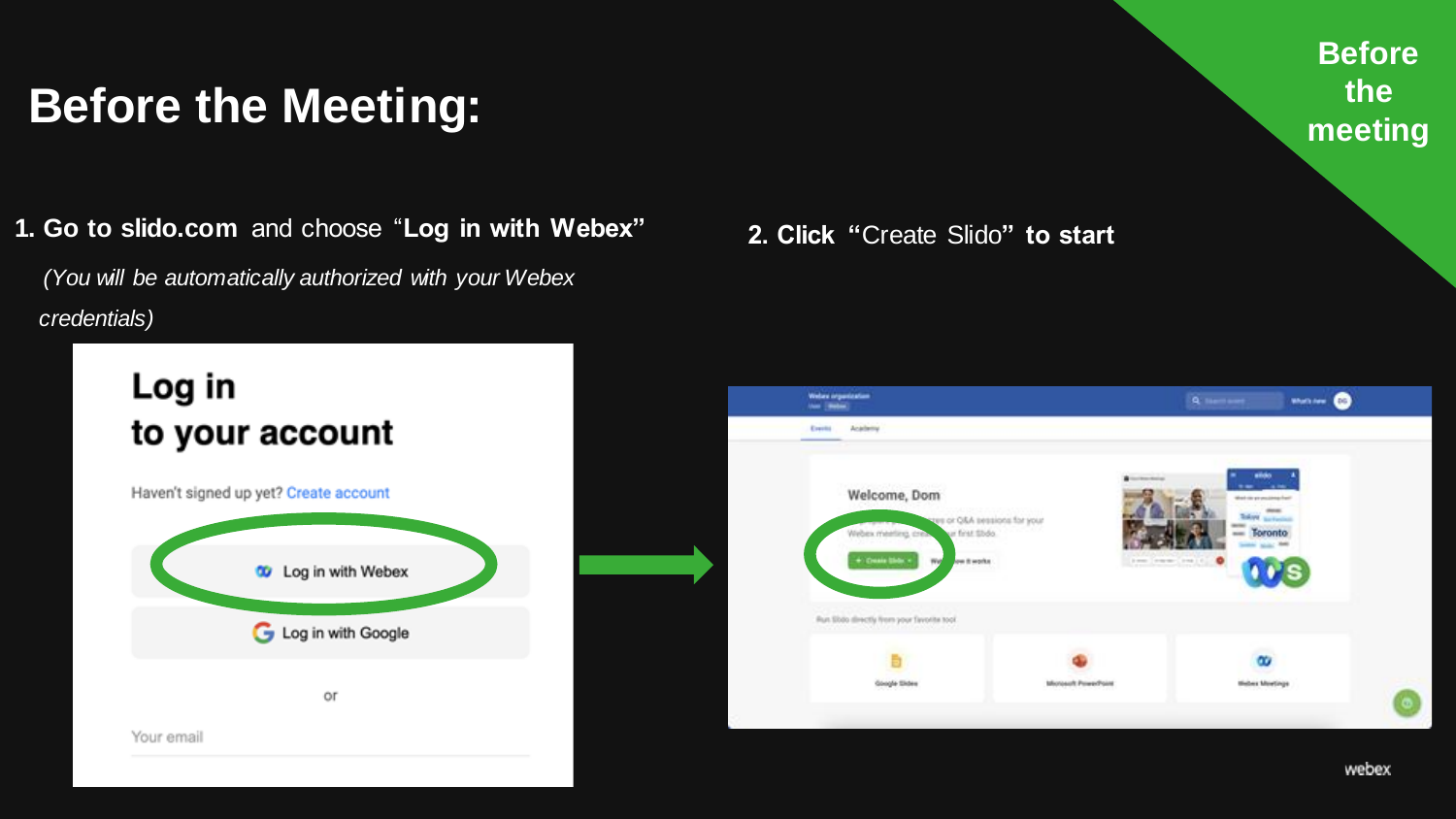# Before the Meeting:

Before the meeting

1. **Go to slido.com** and choose "**Log in with Webex**"

   *(You will be automatically authorized with your Webex credentials)*

2. **Click** "Create Slido" **to start**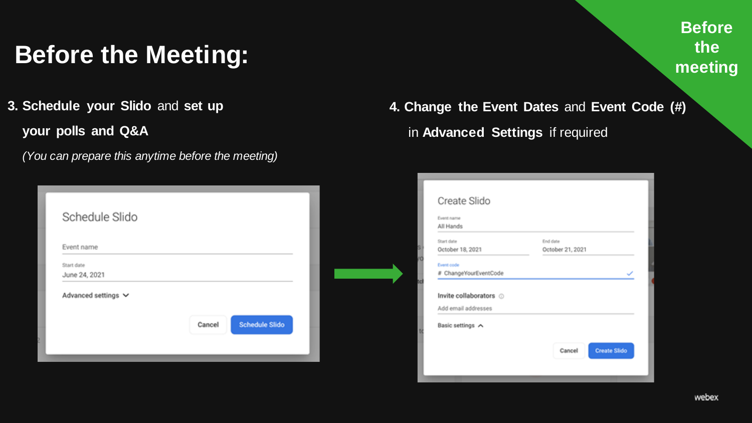# Before the Meeting:

Before the meeting

**3. Schedule your Slido** and **set up your polls and Q&A**

*(You can prepare this anytime before the meeting)*

Schedule Slido

Event name

Start date
June 24, 2021

Advanced settings

Cancel | Schedule Slido

**4. Change the Event Dates** and **Event Code (#)** in **Advanced Settings** if required

Create Slido

Event name
All Hands

Start date
October 18, 2021

End date
October 21, 2021

Event code
# ChangeYourEventCode

Invite collaborators

Add email addresses

Basic settings

Cancel | Create Slido

webex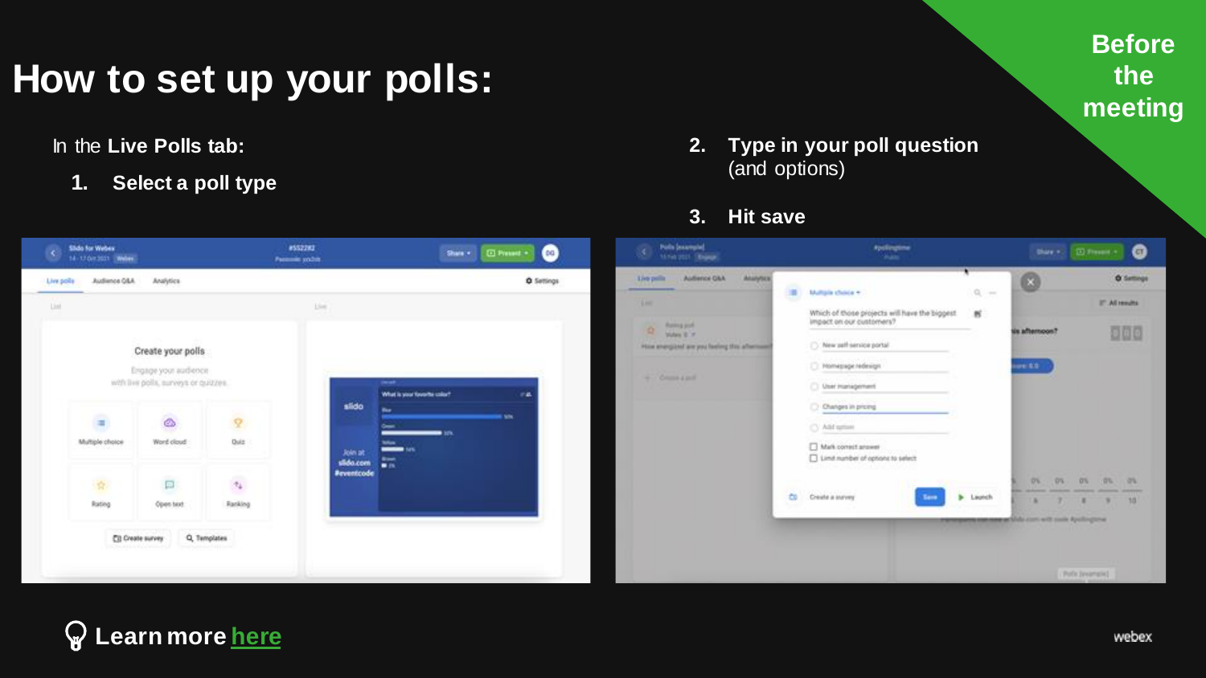# How to set up your polls:

**Before the meeting**

In the **Live Polls tab:**

1. **Select a poll type**
2. **Type in your poll question** (and options)
3. **Hit save**

**Learn more here**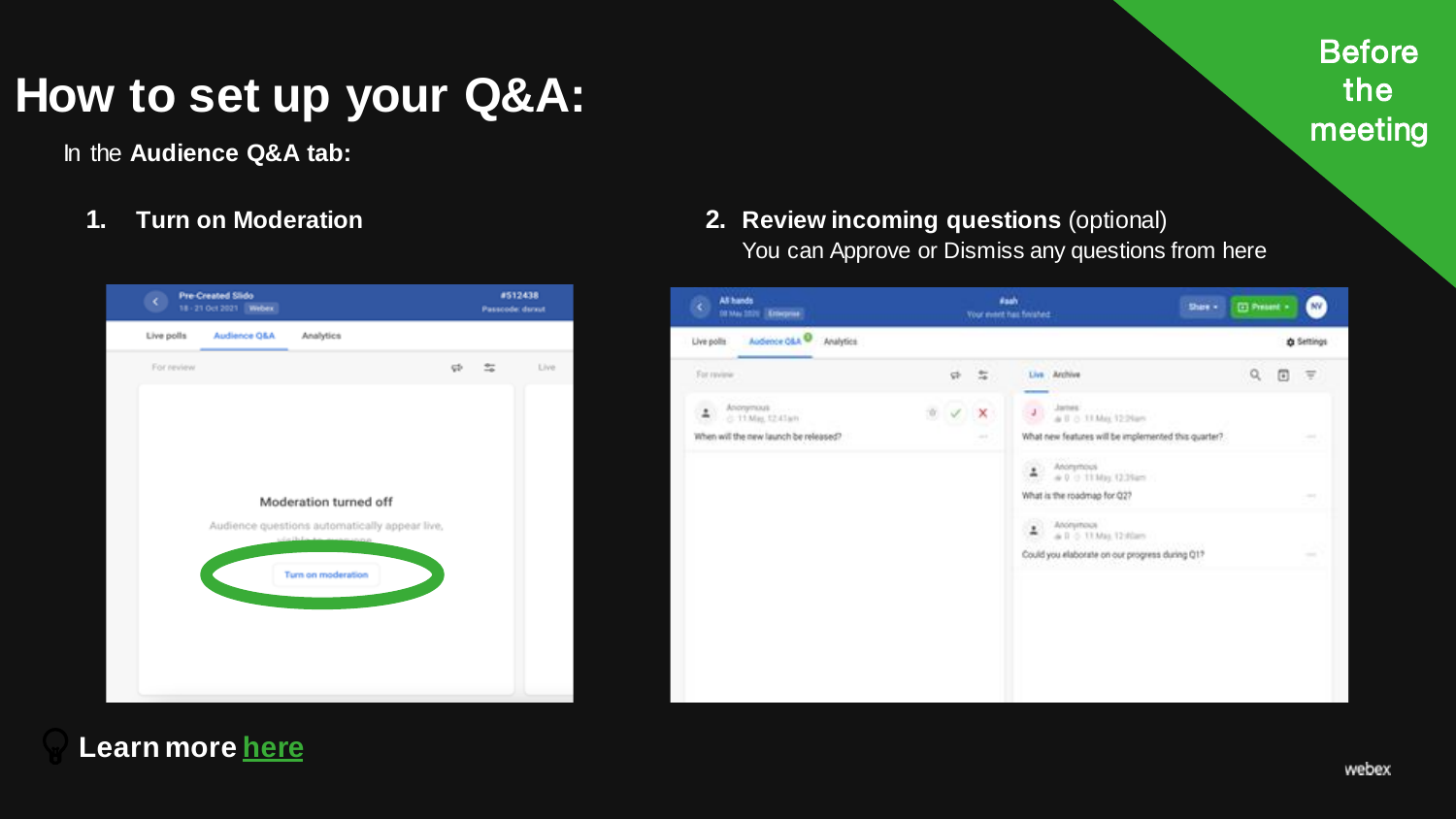Before the meeting

# How to set up your Q&A:

In the **Audience Q&A tab:**

1. **Turn on Moderation**

2. **Review incoming questions** (optional)
   You can Approve or Dismiss any questions from here

**Learn more here**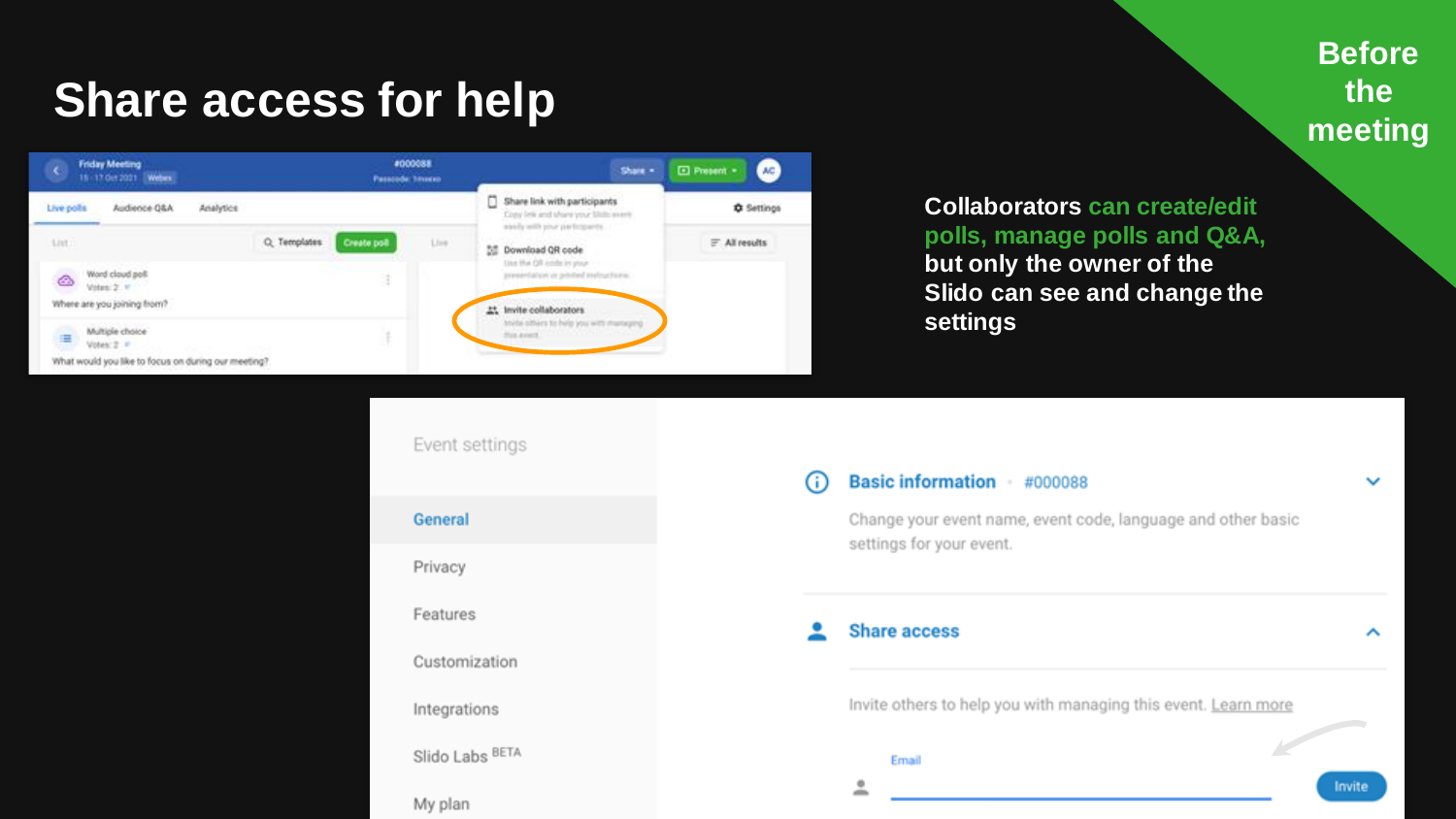# Share access for help

**Before the meeting**

**Collaborators can create/edit polls, manage polls and Q&A, but only the owner of the Slido can see and change the settings**

Friday Meeting
15 - 17 Oct 2021 Webex

#000088
Passcode: 1mxexo

Share ▾ | Present ▾ | AC

Live polls | Audience Q&A | Analytics | Settings

List | Templates | Create poll | Live | All results

Word cloud poll
Votes: 2
Where are you joining from?

Multiple choice
Votes: 2
What would you like to focus on during our meeting?

Share link with participants
Copy link and share your Slido event easily with your participants

Download QR code
Use the QR code in your presentation or printed instructions

Invite collaborators
Invite others to help you with managing this event

Event settings

- General
- Privacy
- Features
- Customization
- Integrations
- Slido Labs BETA
- My plan

Basic information · #000088

Change your event name, event code, language and other basic settings for your event.

Share access

Invite others to help you with managing this event. Learn more

Email

Invite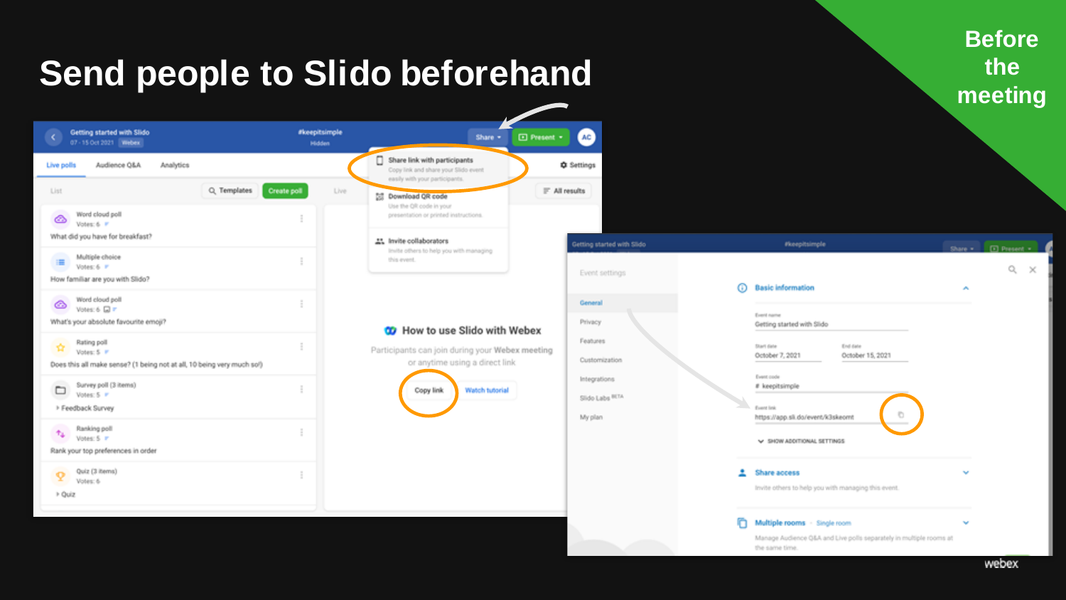# Send people to Slido beforehand

Before the meeting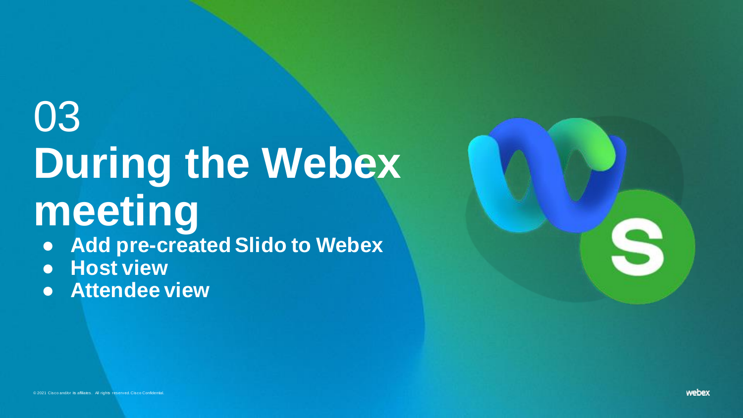# 03 During the Webex meeting

- **Add pre-created Slido to Webex**
- **Host view**
- **Attendee view**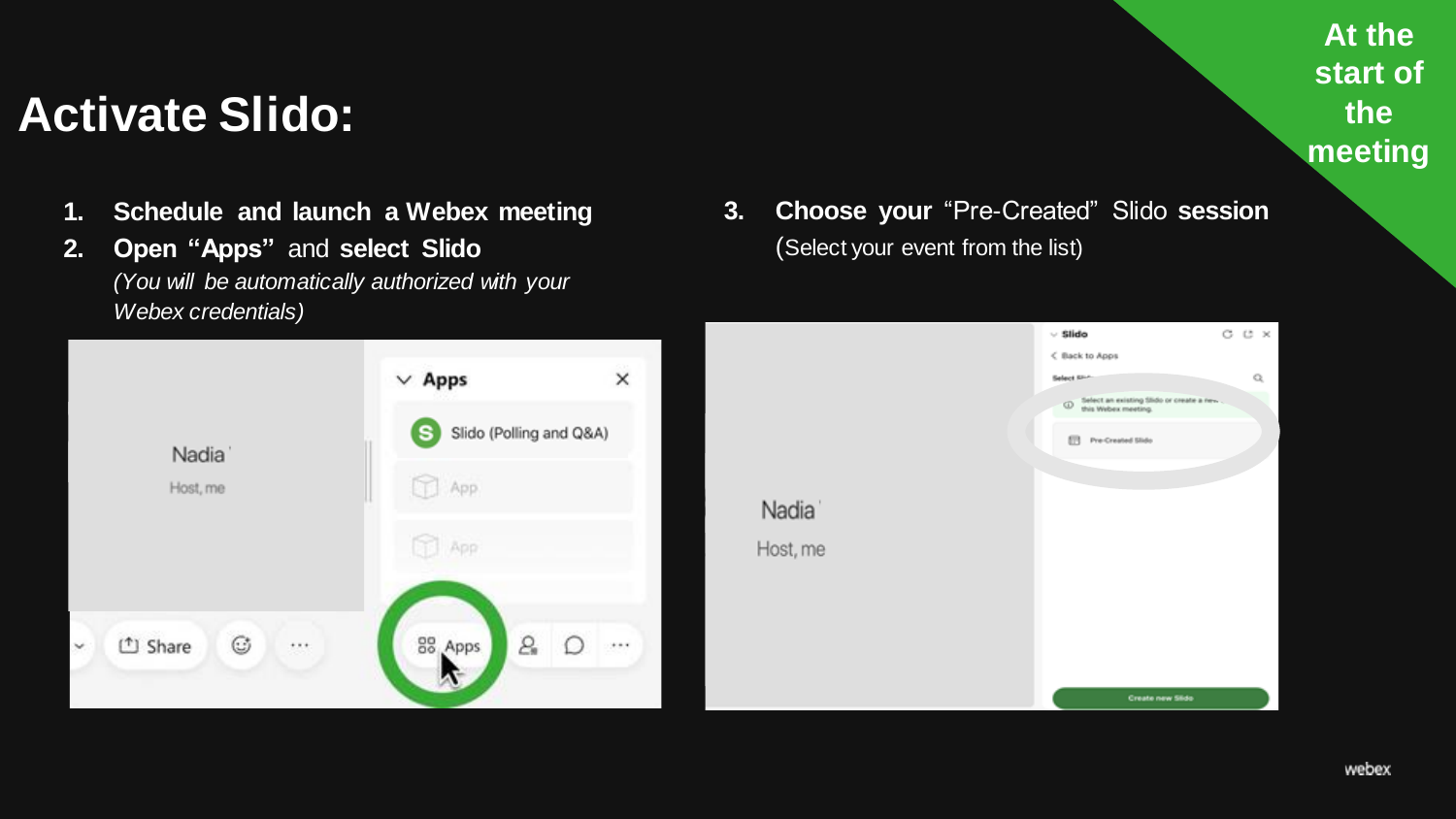# Activate Slido:

**At the start of the meeting**

1. **Schedule and launch a Webex meeting**
2. **Open "Apps"** and **select Slido**
   *(You will be automatically authorized with your Webex credentials)*
3. **Choose your** "Pre-Created" Slido **session**
   (Select your event from the list)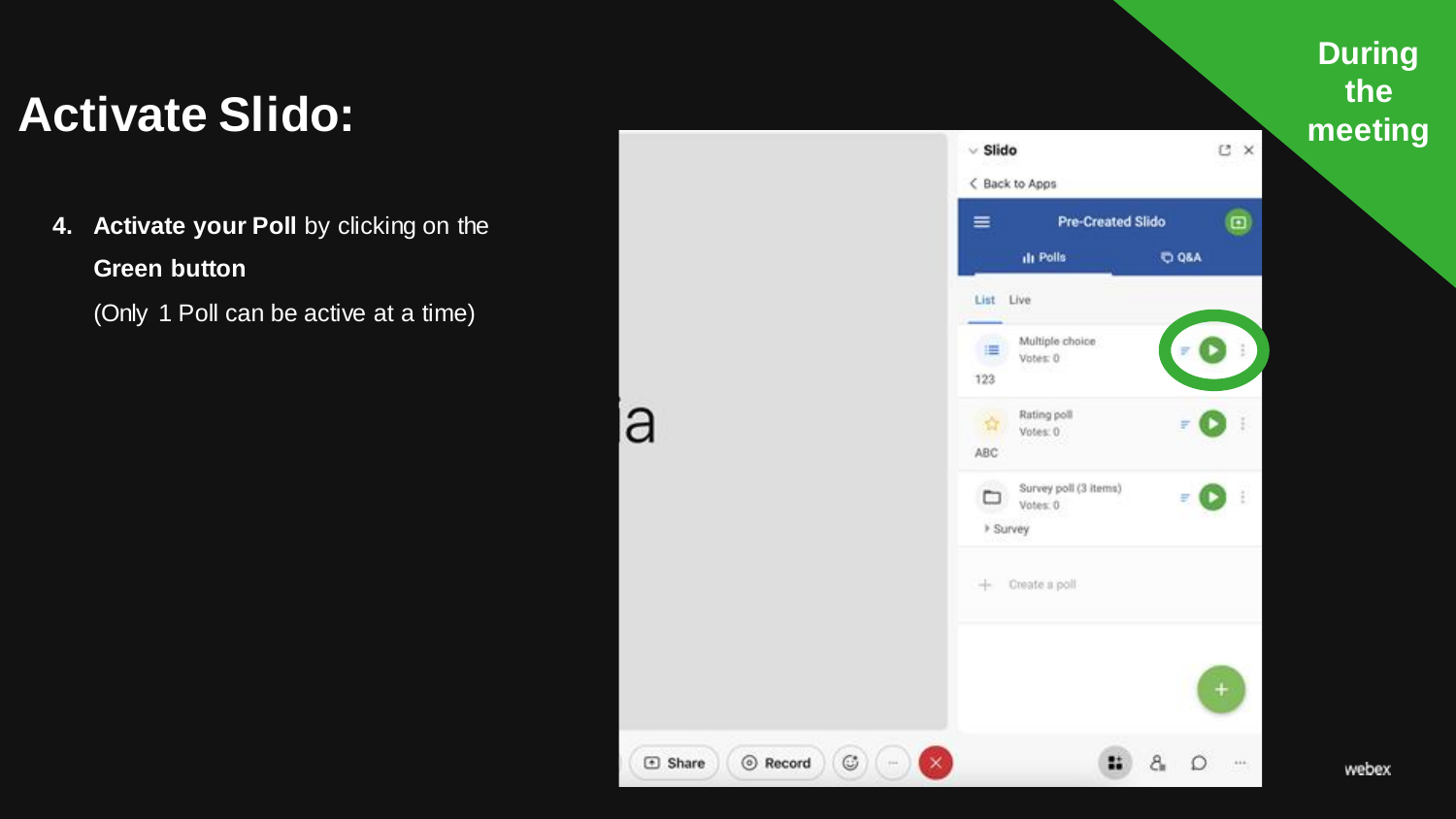# Activate Slido:

During the meeting

4. **Activate your Poll** by clicking on the **Green button**
   (Only 1 Poll can be active at a time)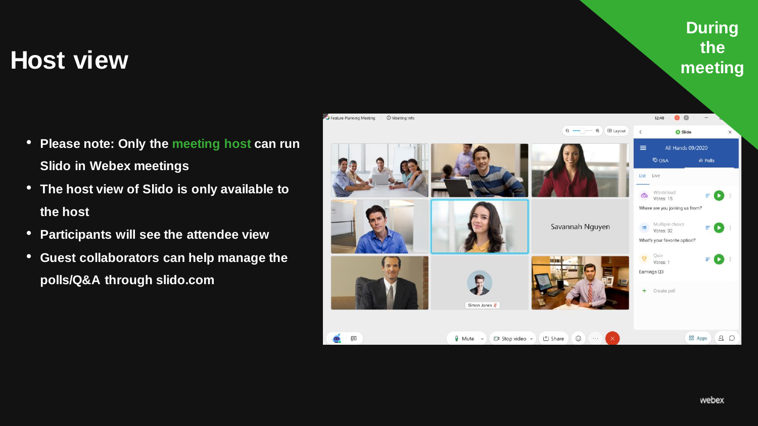# Host view

During the meeting

- **Please note: Only the meeting host can run Slido in Webex meetings**
- **The host view of Slido is only available to the host**
- **Participants will see the attendee view**
- **Guest collaborators can help manage the polls/Q&A through slido.com**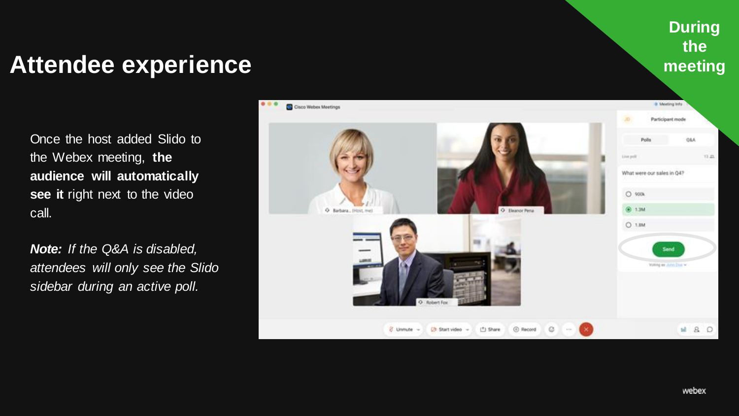# Attendee experience

**During the meeting**

Once the host added Slido to the Webex meeting, **the audience will automatically see it** right next to the video call.

***Note:*** *If the Q&A is disabled, attendees will only see the Slido sidebar during an active poll.*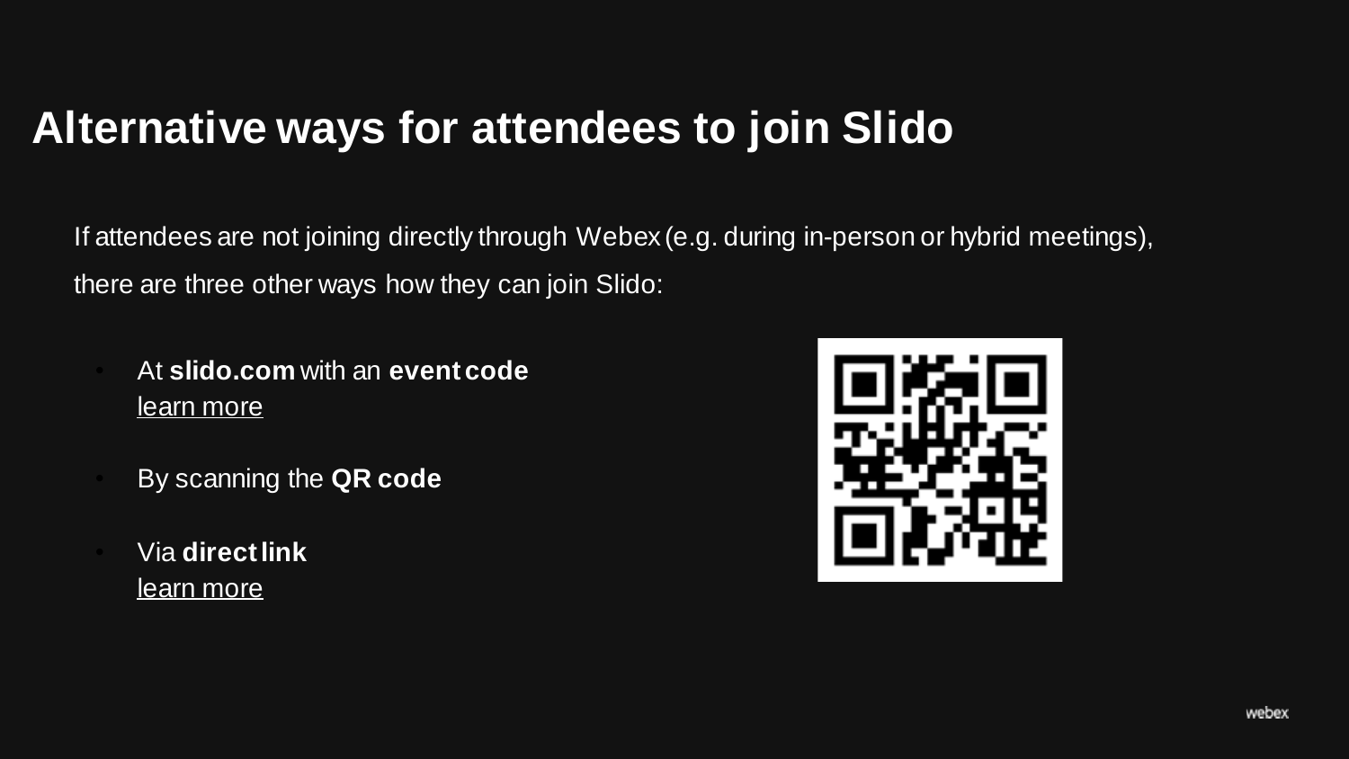# Alternative ways for attendees to join Slido

If attendees are not joining directly through Webex (e.g. during in-person or hybrid meetings), there are three other ways how they can join Slido:

- At **slido.com** with an **event code**
  learn more
- By scanning the **QR code**
- Via **direct link**
  learn more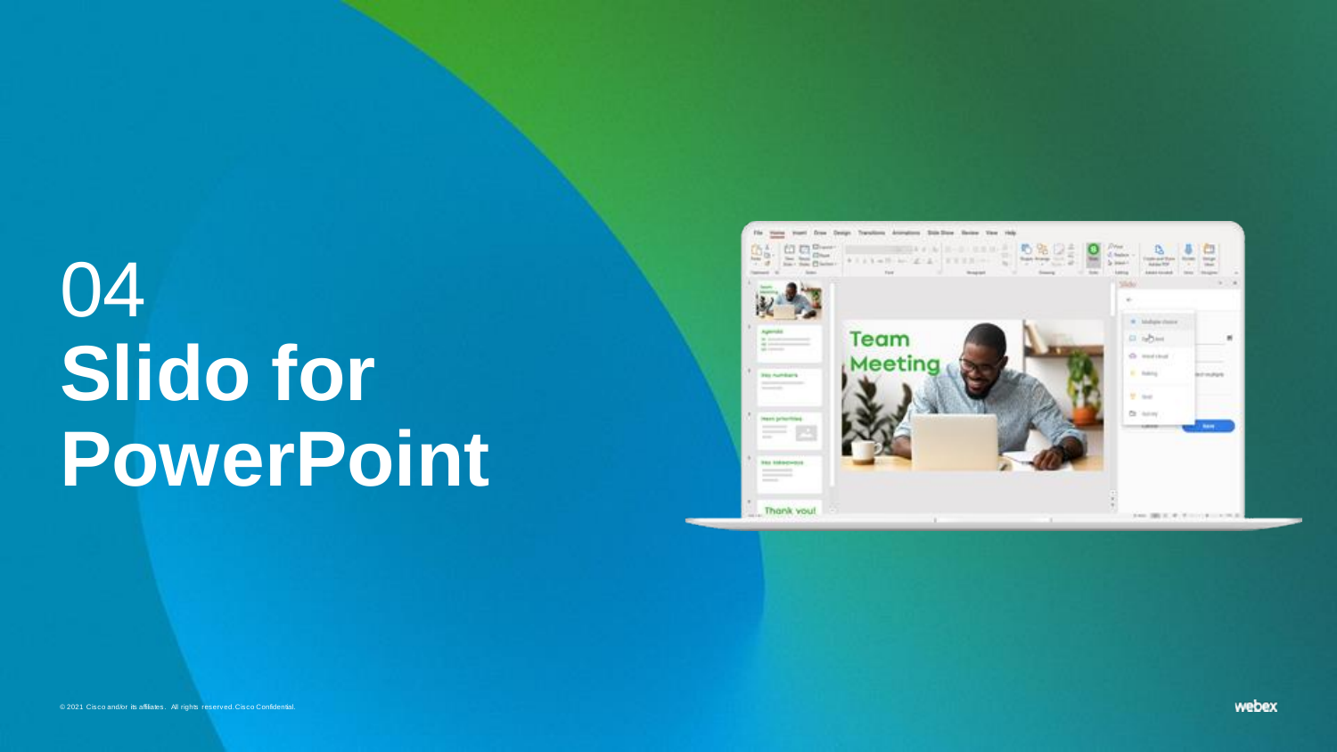# 04
# Slido for PowerPoint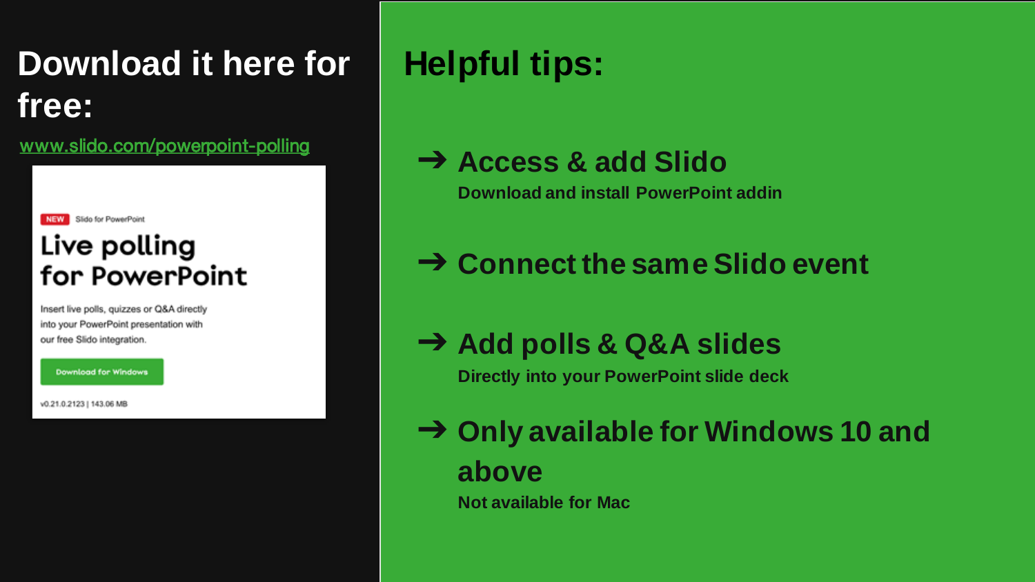## Download it here for free:

www.slido.com/powerpoint-polling

NEW Slido for PowerPoint

### Live polling for PowerPoint

Insert live polls, quizzes or Q&A directly into your PowerPoint presentation with our free Slido integration.

Download for Windows

v0.21.0.2123 | 143.06 MB

## Helpful tips:

- ➔ **Access & add Slido**
  **Download and install PowerPoint addin**
- ➔ **Connect the same Slido event**
- ➔ **Add polls & Q&A slides**
  **Directly into your PowerPoint slide deck**
- ➔ **Only available for Windows 10 and above**
  **Not available for Mac**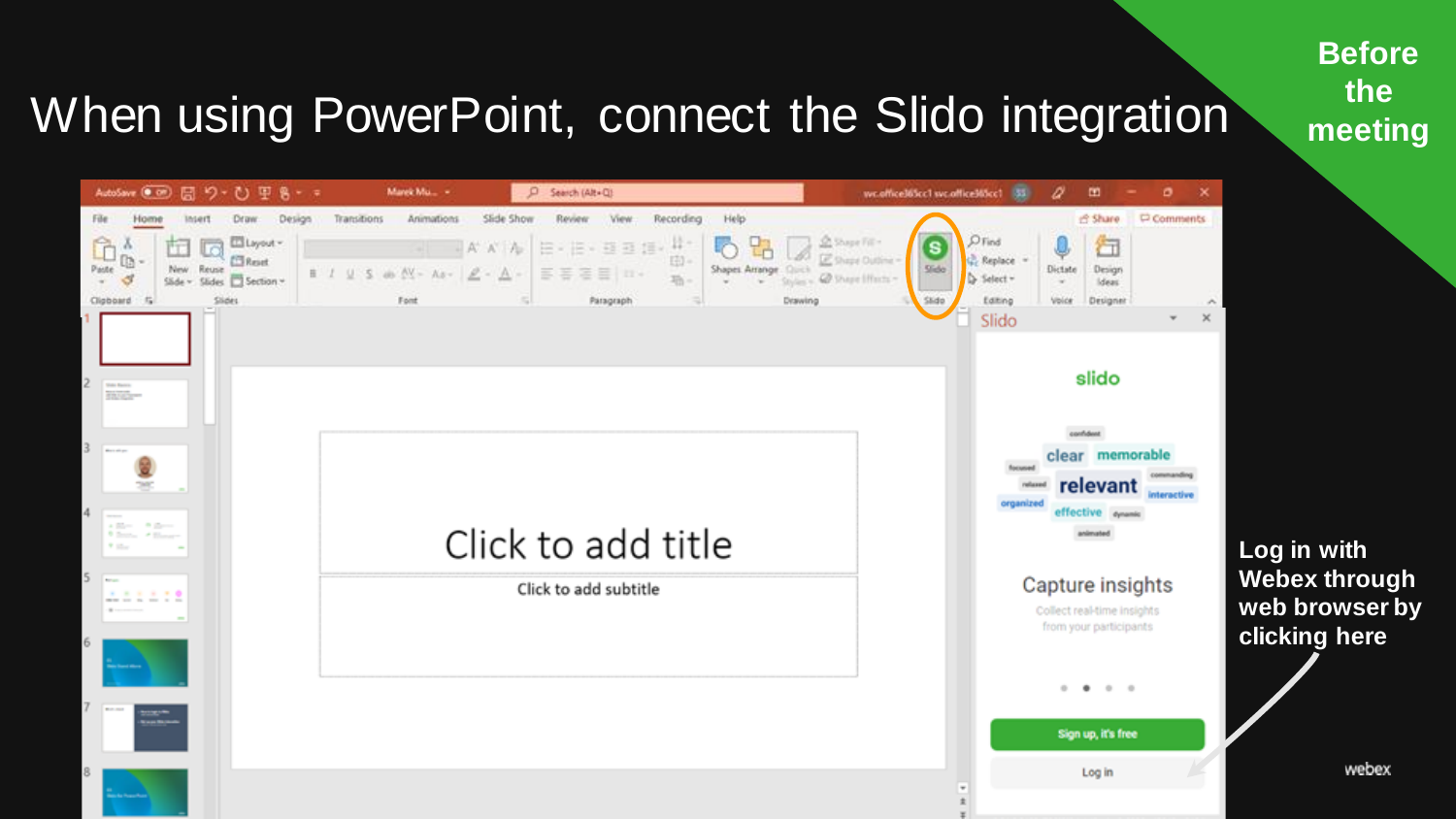# When using PowerPoint, connect the Slido integration

**Before the meeting**

**Log in with Webex through web browser by clicking here**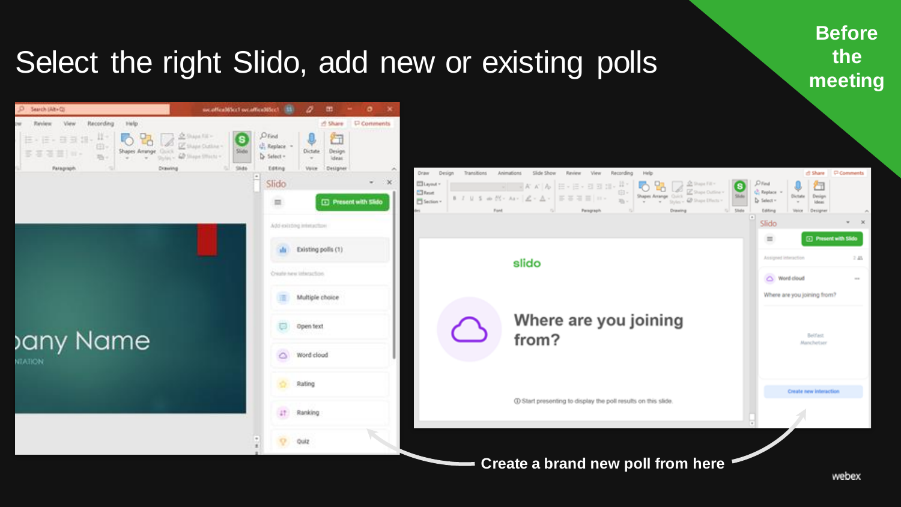# Select the right Slido, add new or existing polls

**Before the meeting**

Create a brand new poll from here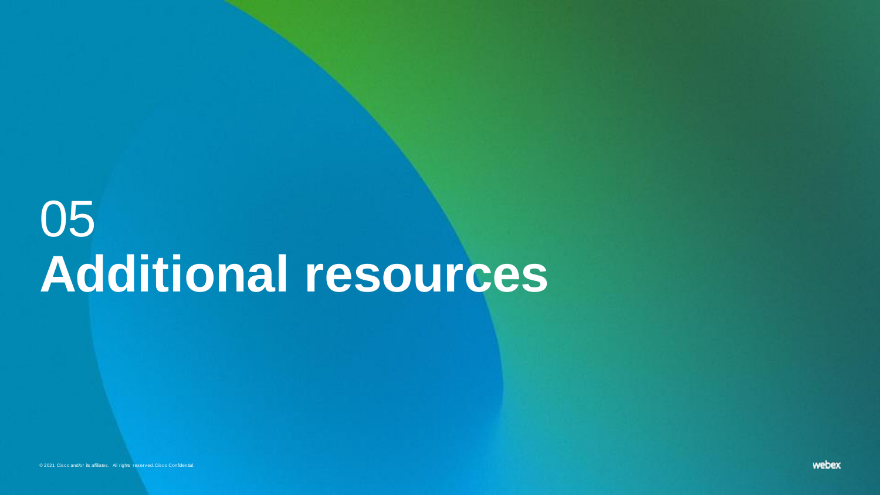# 05
# Additional resources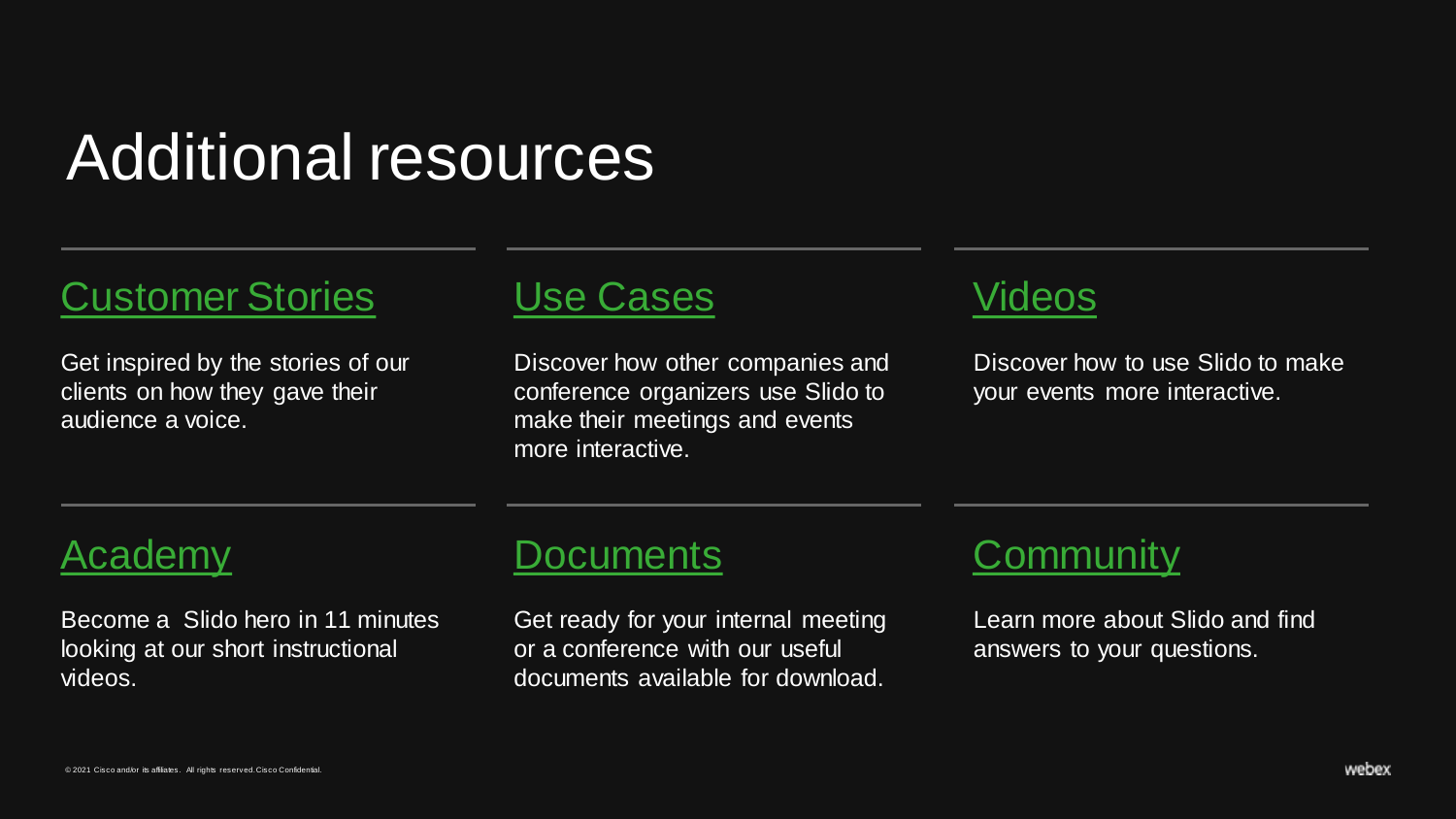# Additional resources

## Customer Stories

Get inspired by the stories of our clients on how they gave their audience a voice.

## Use Cases

Discover how other companies and conference organizers use Slido to make their meetings and events more interactive.

## Videos

Discover how to use Slido to make your events more interactive.

## Academy

Become a Slido hero in 11 minutes looking at our short instructional videos.

## Documents

Get ready for your internal meeting or a conference with our useful documents available for download.

## Community

Learn more about Slido and find answers to your questions.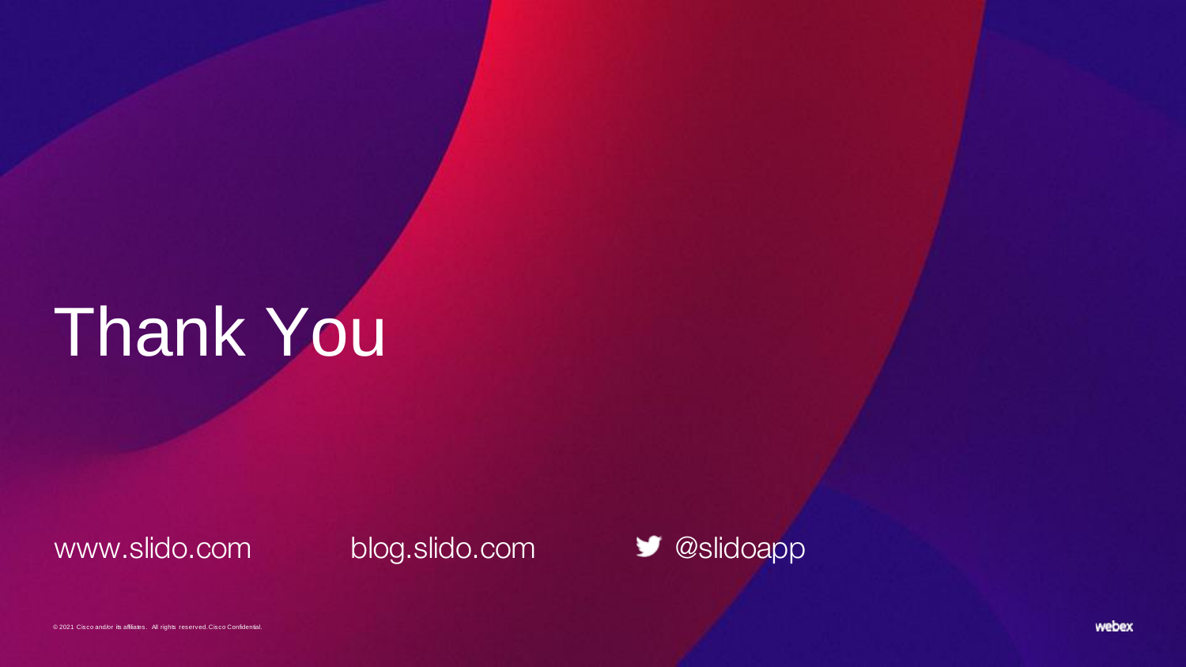# Thank You

www.slido.com blog.slido.com @slidoapp

© 2021 Cisco and/or its affiliates. All rights reserved. Cisco Confidential.

webex